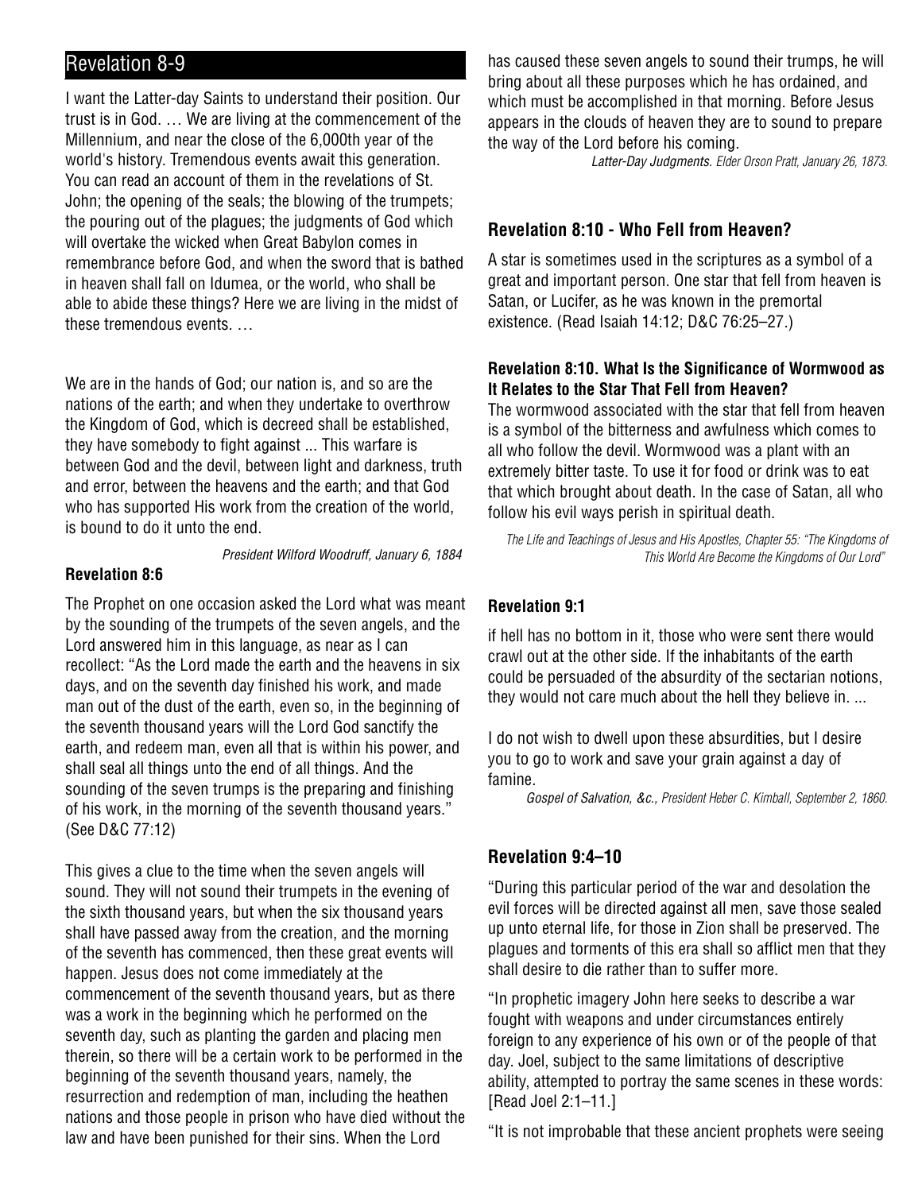# Revelation 8-9

I want the Latter-day Saints to understand their position. Our trust is in God. … We are living at the commencement of the Millennium, and near the close of the 6,000th year of the world's history. Tremendous events await this generation. You can read an account of them in the revelations of St. John; the opening of the seals; the blowing of the trumpets; the pouring out of the plagues; the judgments of God which will overtake the wicked when Great Babylon comes in remembrance before God, and when the sword that is bathed in heaven shall fall on Idumea, or the world, who shall be able to abide these things? Here we are living in the midst of these tremendous events. …

We are in the hands of God; our nation is, and so are the nations of the earth; and when they undertake to overthrow the Kingdom of God, which is decreed shall be established, they have somebody to fight against ... This warfare is between God and the devil, between light and darkness, truth and error, between the heavens and the earth; and that God who has supported His work from the creation of the world, is bound to do it unto the end.

*President Wilford Woodruff, January 6, 1884*

### Revelation 8:6

The Prophet on one occasion asked the Lord what was meant by the sounding of the trumpets of the seven angels, and the Lord answered him in this language, as near as I can recollect: "As the Lord made the earth and the heavens in six days, and on the seventh day finished his work, and made man out of the dust of the earth, even so, in the beginning of the seventh thousand years will the Lord God sanctify the earth, and redeem man, even all that is within his power, and shall seal all things unto the end of all things. And the sounding of the seven trumps is the preparing and finishing of his work, in the morning of the seventh thousand years." (See D&C 77:12)

This gives a clue to the time when the seven angels will sound. They will not sound their trumpets in the evening of the sixth thousand years, but when the six thousand years shall have passed away from the creation, and the morning of the seventh has commenced, then these great events will happen. Jesus does not come immediately at the commencement of the seventh thousand years, but as there was a work in the beginning which he performed on the seventh day, such as planting the garden and placing men therein, so there will be a certain work to be performed in the beginning of the seventh thousand years, namely, the resurrection and redemption of man, including the heathen nations and those people in prison who have died without the law and have been punished for their sins. When the Lord has caused these seven angels to sound their trumps, he will bring about all these purposes which he has ordained, and which must be accomplished in that morning. Before Jesus appears in the clouds of heaven they are to sound to prepare the way of the Lord before his coming.

*Latter-Day Judgments. Elder Orson Pratt, January 26, 1873.*

### Revelation 8:10 - Who Fell from Heaven?

A star is sometimes used in the scriptures as a symbol of a great and important person. One star that fell from heaven is Satan, or Lucifer, as he was known in the premortal existence. (Read Isaiah 14:12; D&C 76:25–27.)

### Revelation 8:10. What Is the Significance of Wormwood as It Relates to the Star That Fell from Heaven?

The wormwood associated with the star that fell from heaven is a symbol of the bitterness and awfulness which comes to all who follow the devil. Wormwood was a plant with an extremely bitter taste. To use it for food or drink was to eat that which brought about death. In the case of Satan, all who follow his evil ways perish in spiritual death.

*The Life and Teachings of Jesus and His Apostles, Chapter 55: "The Kingdoms of This World Are Become the Kingdoms of Our Lord"*

### Revelation 9:1

if hell has no bottom in it, those who were sent there would crawl out at the other side. If the inhabitants of the earth could be persuaded of the absurdity of the sectarian notions, they would not care much about the hell they believe in. ...

I do not wish to dwell upon these absurdities, but I desire you to go to work and save your grain against a day of famine.

*Gospel of Salvation, &c., President Heber C. Kimball, September 2, 1860.*

### Revelation 9:4–10

"During this particular period of the war and desolation the evil forces will be directed against all men, save those sealed up unto eternal life, for those in Zion shall be preserved. The plagues and torments of this era shall so afflict men that they shall desire to die rather than to suffer more.

"In prophetic imagery John here seeks to describe a war fought with weapons and under circumstances entirely foreign to any experience of his own or of the people of that day. Joel, subject to the same limitations of descriptive ability, attempted to portray the same scenes in these words: [Read Joel 2:1–11.]

"It is not improbable that these ancient prophets were seeing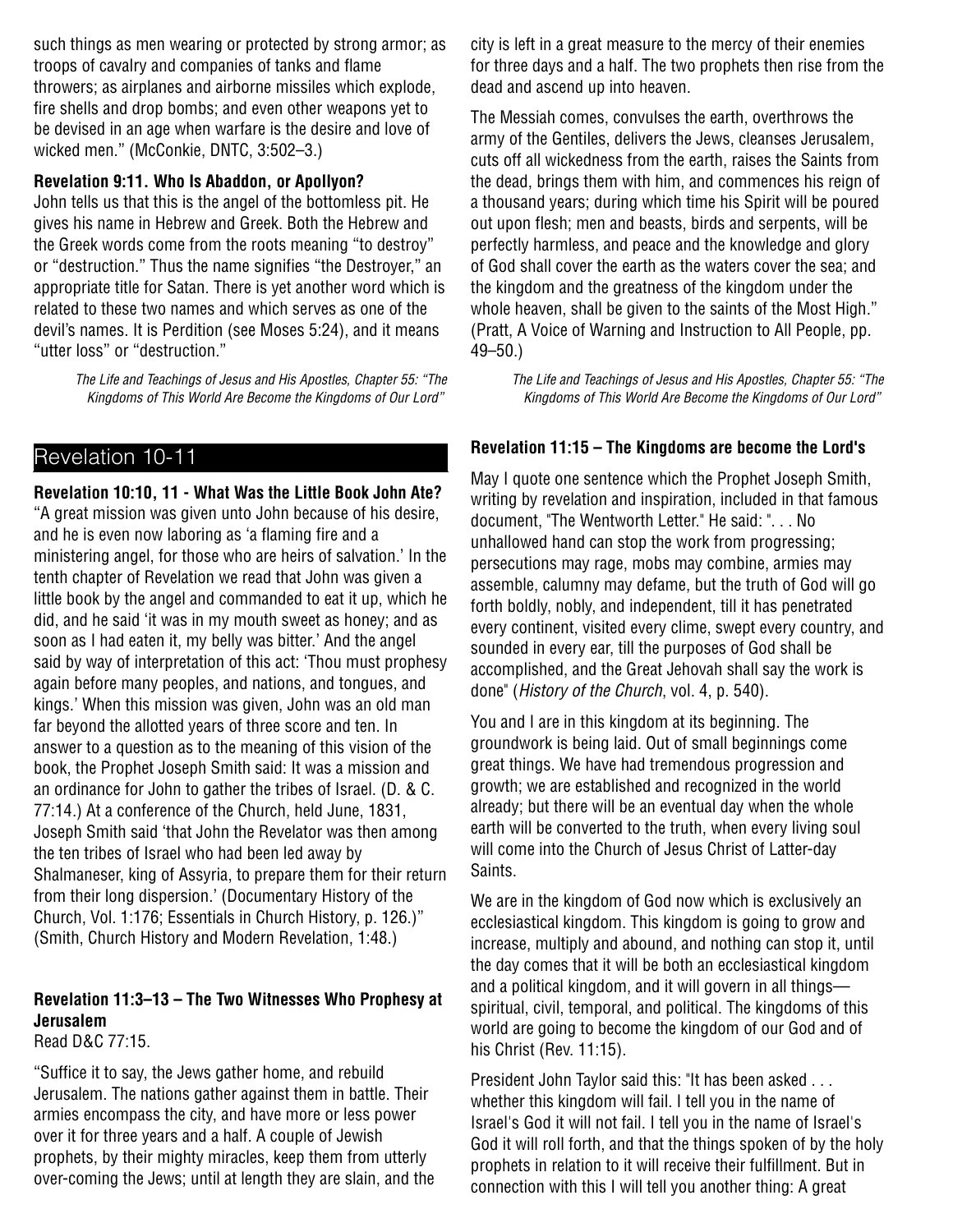such things as men wearing or protected by strong armor; as troops of cavalry and companies of tanks and flame throwers; as airplanes and airborne missiles which explode, fire shells and drop bombs; and even other weapons yet to be devised in an age when warfare is the desire and love of wicked men." (McConkie, DNTC, 3:502–3.)

**Revelation 9:11. Who Is Abaddon, or Apollyon?**
John tells us that this is the angel of the bottomless pit. He gives his name in Hebrew and Greek. Both the Hebrew and the Greek words come from the roots meaning "to destroy" or "destruction." Thus the name signifies "the Destroyer," an appropriate title for Satan. There is yet another word which is related to these two names and which serves as one of the devil's names. It is Perdition (see Moses 5:24), and it means "utter loss" or "destruction."

*The Life and Teachings of Jesus and His Apostles, Chapter 55: "The Kingdoms of This World Are Become the Kingdoms of Our Lord"*

## Revelation 10-11

**Revelation 10:10, 11 - What Was the Little Book John Ate?**
"A great mission was given unto John because of his desire, and he is even now laboring as 'a flaming fire and a ministering angel, for those who are heirs of salvation.' In the tenth chapter of Revelation we read that John was given a little book by the angel and commanded to eat it up, which he did, and he said 'it was in my mouth sweet as honey; and as soon as I had eaten it, my belly was bitter.' And the angel said by way of interpretation of this act: 'Thou must prophesy again before many peoples, and nations, and tongues, and kings.' When this mission was given, John was an old man far beyond the allotted years of three score and ten. In answer to a question as to the meaning of this vision of the book, the Prophet Joseph Smith said: It was a mission and an ordinance for John to gather the tribes of Israel. (D. & C. 77:14.) At a conference of the Church, held June, 1831, Joseph Smith said 'that John the Revelator was then among the ten tribes of Israel who had been led away by Shalmaneser, king of Assyria, to prepare them for their return from their long dispersion.' (Documentary History of the Church, Vol. 1:176; Essentials in Church History, p. 126.)" (Smith, Church History and Modern Revelation, 1:48.)

**Revelation 11:3–13 – The Two Witnesses Who Prophesy at Jerusalem**
Read D&C 77:15.

"Suffice it to say, the Jews gather home, and rebuild Jerusalem. The nations gather against them in battle. Their armies encompass the city, and have more or less power over it for three years and a half. A couple of Jewish prophets, by their mighty miracles, keep them from utterly over-coming the Jews; until at length they are slain, and the city is left in a great measure to the mercy of their enemies for three days and a half. The two prophets then rise from the dead and ascend up into heaven.

The Messiah comes, convulses the earth, overthrows the army of the Gentiles, delivers the Jews, cleanses Jerusalem, cuts off all wickedness from the earth, raises the Saints from the dead, brings them with him, and commences his reign of a thousand years; during which time his Spirit will be poured out upon flesh; men and beasts, birds and serpents, will be perfectly harmless, and peace and the knowledge and glory of God shall cover the earth as the waters cover the sea; and the kingdom and the greatness of the kingdom under the whole heaven, shall be given to the saints of the Most High." (Pratt, A Voice of Warning and Instruction to All People, pp. 49–50.)

*The Life and Teachings of Jesus and His Apostles, Chapter 55: "The Kingdoms of This World Are Become the Kingdoms of Our Lord"*

**Revelation 11:15 – The Kingdoms are become the Lord's**

May I quote one sentence which the Prophet Joseph Smith, writing by revelation and inspiration, included in that famous document, "The Wentworth Letter." He said: ". . . No unhallowed hand can stop the work from progressing; persecutions may rage, mobs may combine, armies may assemble, calumny may defame, but the truth of God will go forth boldly, nobly, and independent, till it has penetrated every continent, visited every clime, swept every country, and sounded in every ear, till the purposes of God shall be accomplished, and the Great Jehovah shall say the work is done" (*History of the Church*, vol. 4, p. 540).

You and I are in this kingdom at its beginning. The groundwork is being laid. Out of small beginnings come great things. We have had tremendous progression and growth; we are established and recognized in the world already; but there will be an eventual day when the whole earth will be converted to the truth, when every living soul will come into the Church of Jesus Christ of Latter-day Saints.

We are in the kingdom of God now which is exclusively an ecclesiastical kingdom. This kingdom is going to grow and increase, multiply and abound, and nothing can stop it, until the day comes that it will be both an ecclesiastical kingdom and a political kingdom, and it will govern in all things—spiritual, civil, temporal, and political. The kingdoms of this world are going to become the kingdom of our God and of his Christ (Rev. 11:15).

President John Taylor said this: "It has been asked . . . whether this kingdom will fail. I tell you in the name of Israel's God it will not fail. I tell you in the name of Israel's God it will roll forth, and that the things spoken of by the holy prophets in relation to it will receive their fulfillment. But in connection with this I will tell you another thing: A great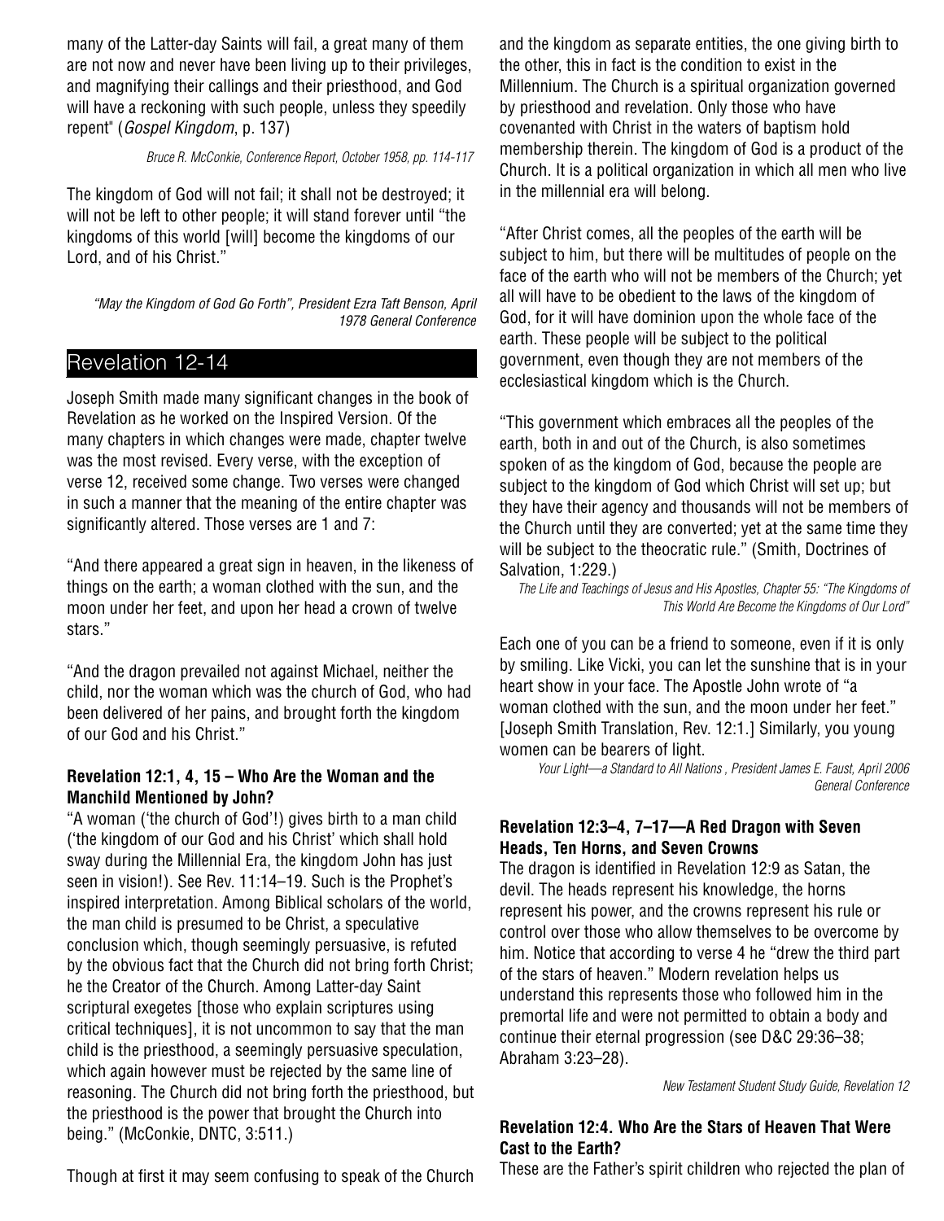many of the Latter-day Saints will fail, a great many of them are not now and never have been living up to their privileges, and magnifying their callings and their priesthood, and God will have a reckoning with such people, unless they speedily repent" (*Gospel Kingdom*, p. 137)

*Bruce R. McConkie, Conference Report, October 1958, pp. 114-117*

The kingdom of God will not fail; it shall not be destroyed; it will not be left to other people; it will stand forever until "the kingdoms of this world [will] become the kingdoms of our Lord, and of his Christ."

*"May the Kingdom of God Go Forth", President Ezra Taft Benson, April 1978 General Conference*

## Revelation 12-14

Joseph Smith made many significant changes in the book of Revelation as he worked on the Inspired Version. Of the many chapters in which changes were made, chapter twelve was the most revised. Every verse, with the exception of verse 12, received some change. Two verses were changed in such a manner that the meaning of the entire chapter was significantly altered. Those verses are 1 and 7:

"And there appeared a great sign in heaven, in the likeness of things on the earth; a woman clothed with the sun, and the moon under her feet, and upon her head a crown of twelve stars."

"And the dragon prevailed not against Michael, neither the child, nor the woman which was the church of God, who had been delivered of her pains, and brought forth the kingdom of our God and his Christ."

### Revelation 12:1, 4, 15 – Who Are the Woman and the Manchild Mentioned by John?

"A woman ('the church of God'!) gives birth to a man child ('the kingdom of our God and his Christ' which shall hold sway during the Millennial Era, the kingdom John has just seen in vision!). See Rev. 11:14–19. Such is the Prophet's inspired interpretation. Among Biblical scholars of the world, the man child is presumed to be Christ, a speculative conclusion which, though seemingly persuasive, is refuted by the obvious fact that the Church did not bring forth Christ; he the Creator of the Church. Among Latter-day Saint scriptural exegetes [those who explain scriptures using critical techniques], it is not uncommon to say that the man child is the priesthood, a seemingly persuasive speculation, which again however must be rejected by the same line of reasoning. The Church did not bring forth the priesthood, but the priesthood is the power that brought the Church into being." (McConkie, DNTC, 3:511.)

Though at first it may seem confusing to speak of the Church and the kingdom as separate entities, the one giving birth to the other, this in fact is the condition to exist in the Millennium. The Church is a spiritual organization governed by priesthood and revelation. Only those who have covenanted with Christ in the waters of baptism hold membership therein. The kingdom of God is a product of the Church. It is a political organization in which all men who live in the millennial era will belong.

"After Christ comes, all the peoples of the earth will be subject to him, but there will be multitudes of people on the face of the earth who will not be members of the Church; yet all will have to be obedient to the laws of the kingdom of God, for it will have dominion upon the whole face of the earth. These people will be subject to the political government, even though they are not members of the ecclesiastical kingdom which is the Church.

"This government which embraces all the peoples of the earth, both in and out of the Church, is also sometimes spoken of as the kingdom of God, because the people are subject to the kingdom of God which Christ will set up; but they have their agency and thousands will not be members of the Church until they are converted; yet at the same time they will be subject to the theocratic rule." (Smith, Doctrines of Salvation, 1:229.)

*The Life and Teachings of Jesus and His Apostles, Chapter 55: "The Kingdoms of This World Are Become the Kingdoms of Our Lord"*

Each one of you can be a friend to someone, even if it is only by smiling. Like Vicki, you can let the sunshine that is in your heart show in your face. The Apostle John wrote of "a woman clothed with the sun, and the moon under her feet." [Joseph Smith Translation, Rev. 12:1.] Similarly, you young women can be bearers of light.

*Your Light—a Standard to All Nations , President James E. Faust, April 2006 General Conference*

### Revelation 12:3–4, 7–17—A Red Dragon with Seven Heads, Ten Horns, and Seven Crowns

The dragon is identified in Revelation 12:9 as Satan, the devil. The heads represent his knowledge, the horns represent his power, and the crowns represent his rule or control over those who allow themselves to be overcome by him. Notice that according to verse 4 he "drew the third part of the stars of heaven." Modern revelation helps us understand this represents those who followed him in the premortal life and were not permitted to obtain a body and continue their eternal progression (see D&C 29:36–38; Abraham 3:23–28).

*New Testament Student Study Guide, Revelation 12*

### Revelation 12:4. Who Are the Stars of Heaven That Were Cast to the Earth?

These are the Father's spirit children who rejected the plan of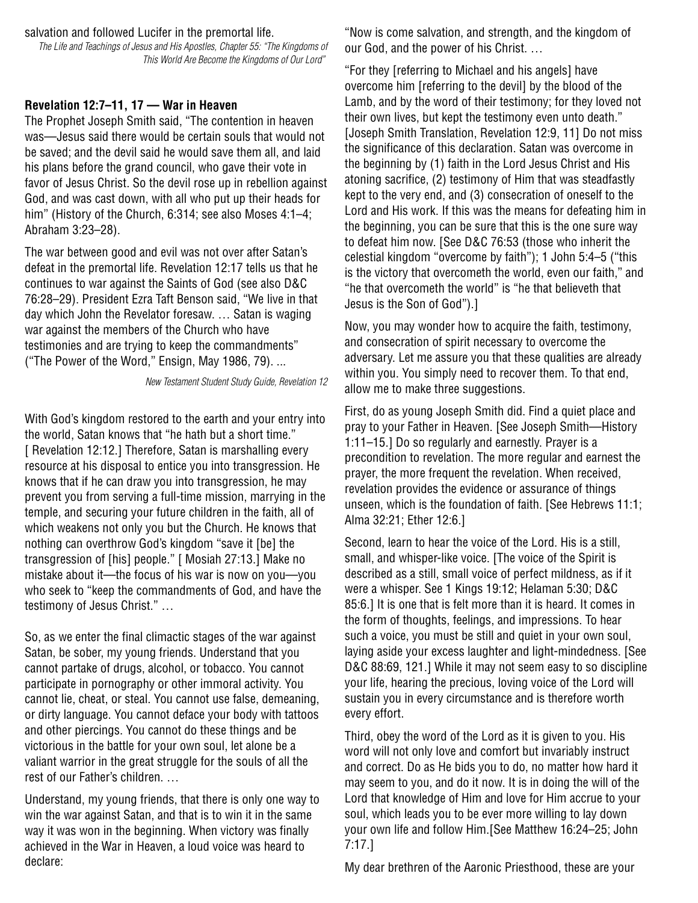salvation and followed Lucifer in the premortal life.

*The Life and Teachings of Jesus and His Apostles, Chapter 55: "The Kingdoms of This World Are Become the Kingdoms of Our Lord"*

**Revelation 12:7–11, 17 — War in Heaven**

The Prophet Joseph Smith said, "The contention in heaven was—Jesus said there would be certain souls that would not be saved; and the devil said he would save them all, and laid his plans before the grand council, who gave their vote in favor of Jesus Christ. So the devil rose up in rebellion against God, and was cast down, with all who put up their heads for him" (History of the Church, 6:314; see also Moses 4:1–4; Abraham 3:23–28).

The war between good and evil was not over after Satan's defeat in the premortal life. Revelation 12:17 tells us that he continues to war against the Saints of God (see also D&C 76:28–29). President Ezra Taft Benson said, "We live in that day which John the Revelator foresaw. … Satan is waging war against the members of the Church who have testimonies and are trying to keep the commandments" ("The Power of the Word," Ensign, May 1986, 79). ...

*New Testament Student Study Guide, Revelation 12*

With God's kingdom restored to the earth and your entry into the world, Satan knows that "he hath but a short time." [ Revelation 12:12.] Therefore, Satan is marshalling every resource at his disposal to entice you into transgression. He knows that if he can draw you into transgression, he may prevent you from serving a full-time mission, marrying in the temple, and securing your future children in the faith, all of which weakens not only you but the Church. He knows that nothing can overthrow God's kingdom "save it [be] the transgression of [his] people." [ Mosiah 27:13.] Make no mistake about it—the focus of his war is now on you—you who seek to "keep the commandments of God, and have the testimony of Jesus Christ." …

So, as we enter the final climactic stages of the war against Satan, be sober, my young friends. Understand that you cannot partake of drugs, alcohol, or tobacco. You cannot participate in pornography or other immoral activity. You cannot lie, cheat, or steal. You cannot use false, demeaning, or dirty language. You cannot deface your body with tattoos and other piercings. You cannot do these things and be victorious in the battle for your own soul, let alone be a valiant warrior in the great struggle for the souls of all the rest of our Father's children. …

Understand, my young friends, that there is only one way to win the war against Satan, and that is to win it in the same way it was won in the beginning. When victory was finally achieved in the War in Heaven, a loud voice was heard to declare:

"Now is come salvation, and strength, and the kingdom of our God, and the power of his Christ. …

"For they [referring to Michael and his angels] have overcome him [referring to the devil] by the blood of the Lamb, and by the word of their testimony; for they loved not their own lives, but kept the testimony even unto death." [Joseph Smith Translation, Revelation 12:9, 11] Do not miss the significance of this declaration. Satan was overcome in the beginning by (1) faith in the Lord Jesus Christ and His atoning sacrifice, (2) testimony of Him that was steadfastly kept to the very end, and (3) consecration of oneself to the Lord and His work. If this was the means for defeating him in the beginning, you can be sure that this is the one sure way to defeat him now. [See D&C 76:53 (those who inherit the celestial kingdom "overcome by faith"); 1 John 5:4–5 ("this is the victory that overcometh the world, even our faith," and "he that overcometh the world" is "he that believeth that Jesus is the Son of God").]

Now, you may wonder how to acquire the faith, testimony, and consecration of spirit necessary to overcome the adversary. Let me assure you that these qualities are already within you. You simply need to recover them. To that end, allow me to make three suggestions.

First, do as young Joseph Smith did. Find a quiet place and pray to your Father in Heaven. [See Joseph Smith—History 1:11–15.] Do so regularly and earnestly. Prayer is a precondition to revelation. The more regular and earnest the prayer, the more frequent the revelation. When received, revelation provides the evidence or assurance of things unseen, which is the foundation of faith. [See Hebrews 11:1; Alma 32:21; Ether 12:6.]

Second, learn to hear the voice of the Lord. His is a still, small, and whisper-like voice. [The voice of the Spirit is described as a still, small voice of perfect mildness, as if it were a whisper. See 1 Kings 19:12; Helaman 5:30; D&C 85:6.] It is one that is felt more than it is heard. It comes in the form of thoughts, feelings, and impressions. To hear such a voice, you must be still and quiet in your own soul, laying aside your excess laughter and light-mindedness. [See D&C 88:69, 121.] While it may not seem easy to so discipline your life, hearing the precious, loving voice of the Lord will sustain you in every circumstance and is therefore worth every effort.

Third, obey the word of the Lord as it is given to you. His word will not only love and comfort but invariably instruct and correct. Do as He bids you to do, no matter how hard it may seem to you, and do it now. It is in doing the will of the Lord that knowledge of Him and love for Him accrue to your soul, which leads you to be ever more willing to lay down your own life and follow Him.[See Matthew 16:24–25; John 7:17.]

My dear brethren of the Aaronic Priesthood, these are your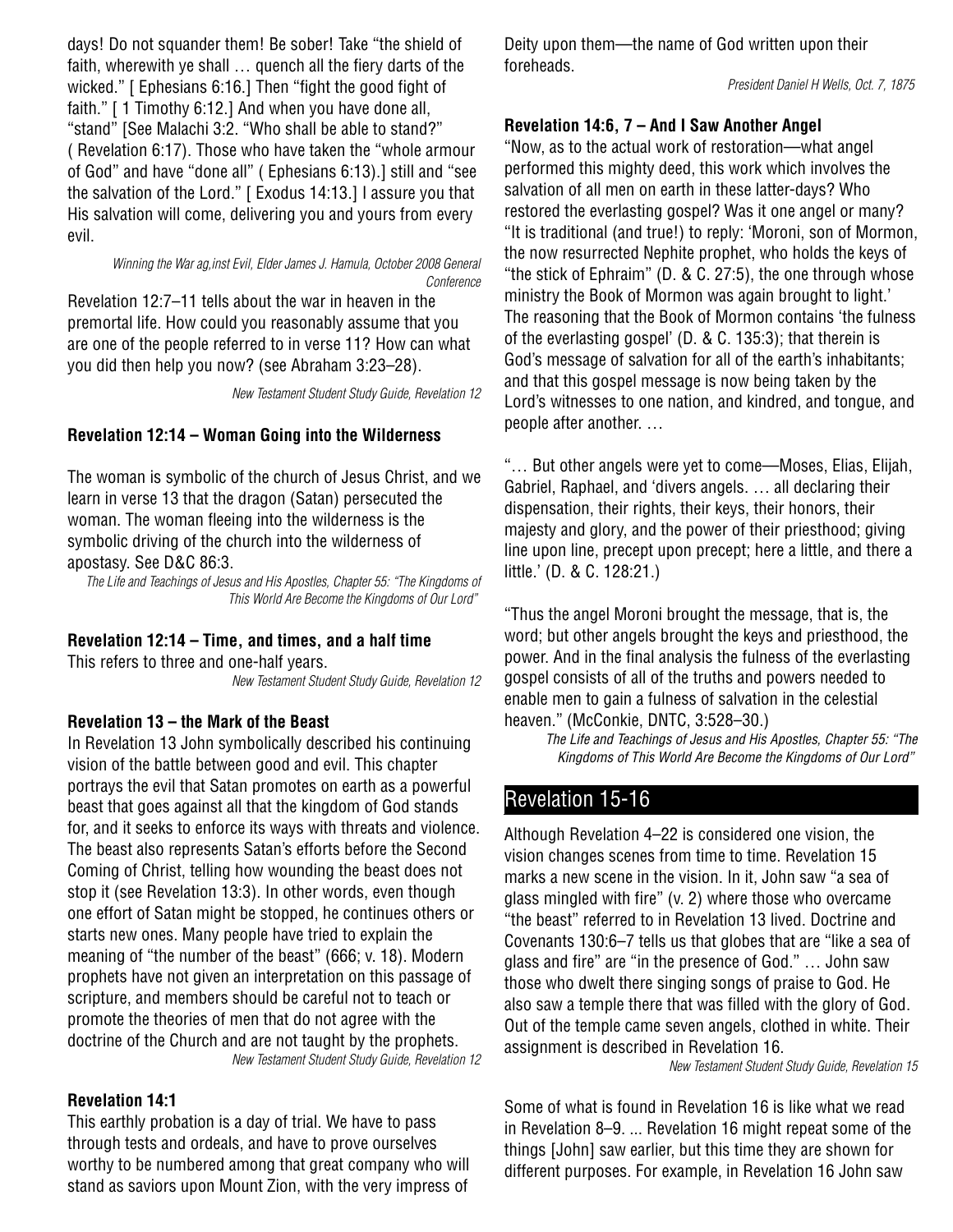days! Do not squander them! Be sober! Take "the shield of faith, wherewith ye shall … quench all the fiery darts of the wicked." [ Ephesians 6:16.] Then "fight the good fight of faith." [ 1 Timothy 6:12.] And when you have done all, "stand" [See Malachi 3:2. "Who shall be able to stand?" ( Revelation 6:17). Those who have taken the "whole armour of God" and have "done all" ( Ephesians 6:13).] still and "see the salvation of the Lord." [ Exodus 14:13.] I assure you that His salvation will come, delivering you and yours from every evil.

*Winning the War ag,inst Evil, Elder James J. Hamula, October 2008 General Conference*

Revelation 12:7–11 tells about the war in heaven in the premortal life. How could you reasonably assume that you are one of the people referred to in verse 11? How can what you did then help you now? (see Abraham 3:23–28).

*New Testament Student Study Guide, Revelation 12*

**Revelation 12:14 – Woman Going into the Wilderness**

The woman is symbolic of the church of Jesus Christ, and we learn in verse 13 that the dragon (Satan) persecuted the woman. The woman fleeing into the wilderness is the symbolic driving of the church into the wilderness of apostasy. See D&C 86:3.

*The Life and Teachings of Jesus and His Apostles, Chapter 55: "The Kingdoms of This World Are Become the Kingdoms of Our Lord"*

**Revelation 12:14 – Time, and times, and a half time**

This refers to three and one-half years.

*New Testament Student Study Guide, Revelation 12*

**Revelation 13 – the Mark of the Beast**

In Revelation 13 John symbolically described his continuing vision of the battle between good and evil. This chapter portrays the evil that Satan promotes on earth as a powerful beast that goes against all that the kingdom of God stands for, and it seeks to enforce its ways with threats and violence. The beast also represents Satan's efforts before the Second Coming of Christ, telling how wounding the beast does not stop it (see Revelation 13:3). In other words, even though one effort of Satan might be stopped, he continues others or starts new ones. Many people have tried to explain the meaning of "the number of the beast" (666; v. 18). Modern prophets have not given an interpretation on this passage of scripture, and members should be careful not to teach or promote the theories of men that do not agree with the doctrine of the Church and are not taught by the prophets.

*New Testament Student Study Guide, Revelation 12*

**Revelation 14:1**

This earthly probation is a day of trial. We have to pass through tests and ordeals, and have to prove ourselves worthy to be numbered among that great company who will stand as saviors upon Mount Zion, with the very impress of Deity upon them—the name of God written upon their foreheads.

*President Daniel H Wells, Oct. 7, 1875*

**Revelation 14:6, 7 – And I Saw Another Angel**

"Now, as to the actual work of restoration—what angel performed this mighty deed, this work which involves the salvation of all men on earth in these latter-days? Who restored the everlasting gospel? Was it one angel or many? "It is traditional (and true!) to reply: 'Moroni, son of Mormon, the now resurrected Nephite prophet, who holds the keys of "the stick of Ephraim" (D. & C. 27:5), the one through whose ministry the Book of Mormon was again brought to light.' The reasoning that the Book of Mormon contains 'the fulness of the everlasting gospel' (D. & C. 135:3); that therein is God's message of salvation for all of the earth's inhabitants; and that this gospel message is now being taken by the Lord's witnesses to one nation, and kindred, and tongue, and people after another. …

"… But other angels were yet to come—Moses, Elias, Elijah, Gabriel, Raphael, and 'divers angels. … all declaring their dispensation, their rights, their keys, their honors, their majesty and glory, and the power of their priesthood; giving line upon line, precept upon precept; here a little, and there a little.' (D. & C. 128:21.)

"Thus the angel Moroni brought the message, that is, the word; but other angels brought the keys and priesthood, the power. And in the final analysis the fulness of the everlasting gospel consists of all of the truths and powers needed to enable men to gain a fulness of salvation in the celestial heaven." (McConkie, DNTC, 3:528–30.)

*The Life and Teachings of Jesus and His Apostles, Chapter 55: "The Kingdoms of This World Are Become the Kingdoms of Our Lord"*

## Revelation 15-16

Although Revelation 4–22 is considered one vision, the vision changes scenes from time to time. Revelation 15 marks a new scene in the vision. In it, John saw "a sea of glass mingled with fire" (v. 2) where those who overcame "the beast" referred to in Revelation 13 lived. Doctrine and Covenants 130:6–7 tells us that globes that are "like a sea of glass and fire" are "in the presence of God." … John saw those who dwelt there singing songs of praise to God. He also saw a temple there that was filled with the glory of God. Out of the temple came seven angels, clothed in white. Their assignment is described in Revelation 16.

*New Testament Student Study Guide, Revelation 15*

Some of what is found in Revelation 16 is like what we read in Revelation 8–9. ... Revelation 16 might repeat some of the things [John] saw earlier, but this time they are shown for different purposes. For example, in Revelation 16 John saw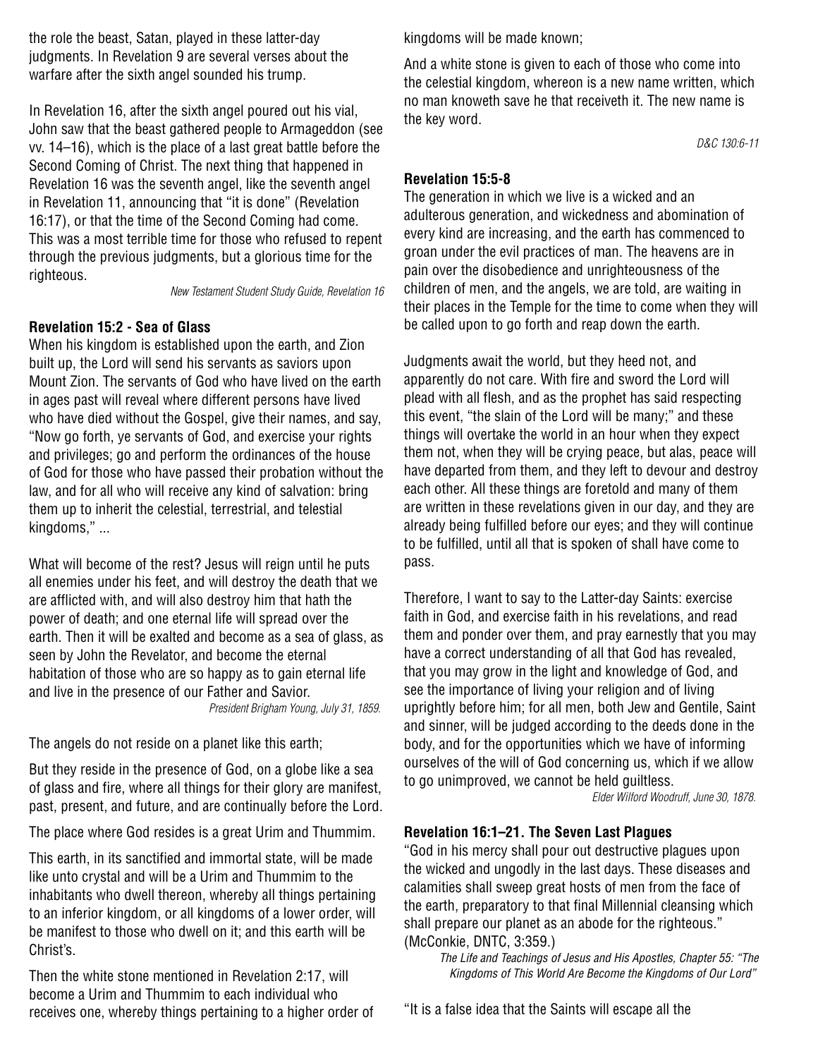the role the beast, Satan, played in these latter-day judgments. In Revelation 9 are several verses about the warfare after the sixth angel sounded his trump.

In Revelation 16, after the sixth angel poured out his vial, John saw that the beast gathered people to Armageddon (see vv. 14–16), which is the place of a last great battle before the Second Coming of Christ. The next thing that happened in Revelation 16 was the seventh angel, like the seventh angel in Revelation 11, announcing that "it is done" (Revelation 16:17), or that the time of the Second Coming had come. This was a most terrible time for those who refused to repent through the previous judgments, but a glorious time for the righteous.

*New Testament Student Study Guide, Revelation 16*

**Revelation 15:2 - Sea of Glass**

When his kingdom is established upon the earth, and Zion built up, the Lord will send his servants as saviors upon Mount Zion. The servants of God who have lived on the earth in ages past will reveal where different persons have lived who have died without the Gospel, give their names, and say, "Now go forth, ye servants of God, and exercise your rights and privileges; go and perform the ordinances of the house of God for those who have passed their probation without the law, and for all who will receive any kind of salvation: bring them up to inherit the celestial, terrestrial, and telestial kingdoms," ...

What will become of the rest? Jesus will reign until he puts all enemies under his feet, and will destroy the death that we are afflicted with, and will also destroy him that hath the power of death; and one eternal life will spread over the earth. Then it will be exalted and become as a sea of glass, as seen by John the Revelator, and become the eternal habitation of those who are so happy as to gain eternal life and live in the presence of our Father and Savior.

*President Brigham Young, July 31, 1859.*

The angels do not reside on a planet like this earth;

But they reside in the presence of God, on a globe like a sea of glass and fire, where all things for their glory are manifest, past, present, and future, and are continually before the Lord.

The place where God resides is a great Urim and Thummim.

This earth, in its sanctified and immortal state, will be made like unto crystal and will be a Urim and Thummim to the inhabitants who dwell thereon, whereby all things pertaining to an inferior kingdom, or all kingdoms of a lower order, will be manifest to those who dwell on it; and this earth will be Christ's.

Then the white stone mentioned in Revelation 2:17, will become a Urim and Thummim to each individual who receives one, whereby things pertaining to a higher order of kingdoms will be made known;

And a white stone is given to each of those who come into the celestial kingdom, whereon is a new name written, which no man knoweth save he that receiveth it. The new name is the key word.

*D&C 130:6-11*

**Revelation 15:5-8**

The generation in which we live is a wicked and an adulterous generation, and wickedness and abomination of every kind are increasing, and the earth has commenced to groan under the evil practices of man. The heavens are in pain over the disobedience and unrighteousness of the children of men, and the angels, we are told, are waiting in their places in the Temple for the time to come when they will be called upon to go forth and reap down the earth.

Judgments await the world, but they heed not, and apparently do not care. With fire and sword the Lord will plead with all flesh, and as the prophet has said respecting this event, "the slain of the Lord will be many;" and these things will overtake the world in an hour when they expect them not, when they will be crying peace, but alas, peace will have departed from them, and they left to devour and destroy each other. All these things are foretold and many of them are written in these revelations given in our day, and they are already being fulfilled before our eyes; and they will continue to be fulfilled, until all that is spoken of shall have come to pass.

Therefore, I want to say to the Latter-day Saints: exercise faith in God, and exercise faith in his revelations, and read them and ponder over them, and pray earnestly that you may have a correct understanding of all that God has revealed, that you may grow in the light and knowledge of God, and see the importance of living your religion and of living uprightly before him; for all men, both Jew and Gentile, Saint and sinner, will be judged according to the deeds done in the body, and for the opportunities which we have of informing ourselves of the will of God concerning us, which if we allow to go unimproved, we cannot be held guiltless.

*Elder Wilford Woodruff, June 30, 1878.*

**Revelation 16:1–21. The Seven Last Plagues**

"God in his mercy shall pour out destructive plagues upon the wicked and ungodly in the last days. These diseases and calamities shall sweep great hosts of men from the face of the earth, preparatory to that final Millennial cleansing which shall prepare our planet as an abode for the righteous." (McConkie, DNTC, 3:359.)

*The Life and Teachings of Jesus and His Apostles, Chapter 55: "The Kingdoms of This World Are Become the Kingdoms of Our Lord"*

"It is a false idea that the Saints will escape all the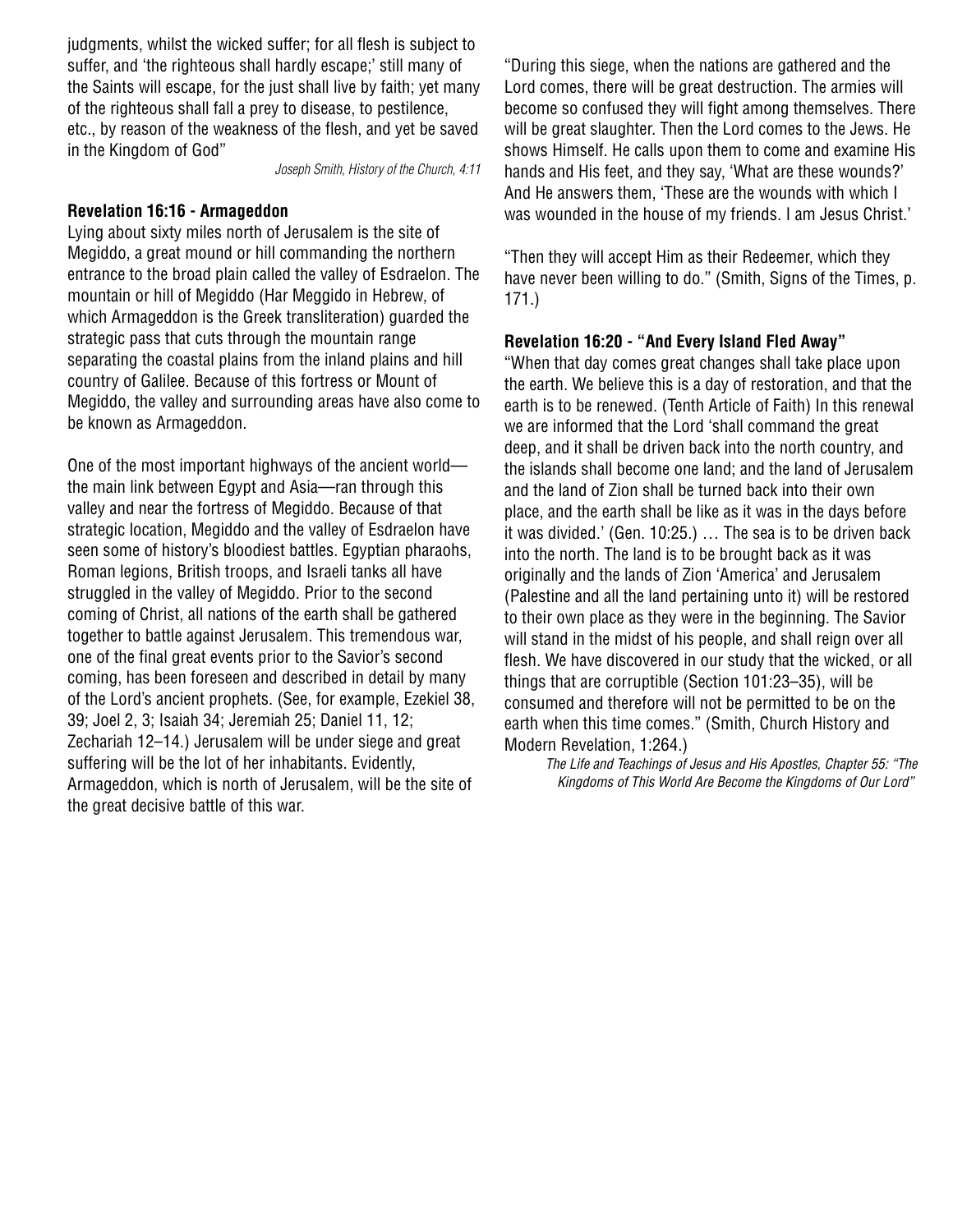judgments, whilst the wicked suffer; for all flesh is subject to suffer, and 'the righteous shall hardly escape;' still many of the Saints will escape, for the just shall live by faith; yet many of the righteous shall fall a prey to disease, to pestilence, etc., by reason of the weakness of the flesh, and yet be saved in the Kingdom of God"

*Joseph Smith, History of the Church, 4:11*

**Revelation 16:16 - Armageddon**

Lying about sixty miles north of Jerusalem is the site of Megiddo, a great mound or hill commanding the northern entrance to the broad plain called the valley of Esdraelon. The mountain or hill of Megiddo (Har Meggido in Hebrew, of which Armageddon is the Greek transliteration) guarded the strategic pass that cuts through the mountain range separating the coastal plains from the inland plains and hill country of Galilee. Because of this fortress or Mount of Megiddo, the valley and surrounding areas have also come to be known as Armageddon.

One of the most important highways of the ancient world—the main link between Egypt and Asia—ran through this valley and near the fortress of Megiddo. Because of that strategic location, Megiddo and the valley of Esdraelon have seen some of history's bloodiest battles. Egyptian pharaohs, Roman legions, British troops, and Israeli tanks all have struggled in the valley of Megiddo. Prior to the second coming of Christ, all nations of the earth shall be gathered together to battle against Jerusalem. This tremendous war, one of the final great events prior to the Savior's second coming, has been foreseen and described in detail by many of the Lord's ancient prophets. (See, for example, Ezekiel 38, 39; Joel 2, 3; Isaiah 34; Jeremiah 25; Daniel 11, 12; Zechariah 12–14.) Jerusalem will be under siege and great suffering will be the lot of her inhabitants. Evidently, Armageddon, which is north of Jerusalem, will be the site of the great decisive battle of this war.

"During this siege, when the nations are gathered and the Lord comes, there will be great destruction. The armies will become so confused they will fight among themselves. There will be great slaughter. Then the Lord comes to the Jews. He shows Himself. He calls upon them to come and examine His hands and His feet, and they say, 'What are these wounds?' And He answers them, 'These are the wounds with which I was wounded in the house of my friends. I am Jesus Christ.'

"Then they will accept Him as their Redeemer, which they have never been willing to do." (Smith, Signs of the Times, p. 171.)

**Revelation 16:20 - "And Every Island Fled Away"**

"When that day comes great changes shall take place upon the earth. We believe this is a day of restoration, and that the earth is to be renewed. (Tenth Article of Faith) In this renewal we are informed that the Lord 'shall command the great deep, and it shall be driven back into the north country, and the islands shall become one land; and the land of Jerusalem and the land of Zion shall be turned back into their own place, and the earth shall be like as it was in the days before it was divided.' (Gen. 10:25.) … The sea is to be driven back into the north. The land is to be brought back as it was originally and the lands of Zion 'America' and Jerusalem (Palestine and all the land pertaining unto it) will be restored to their own place as they were in the beginning. The Savior will stand in the midst of his people, and shall reign over all flesh. We have discovered in our study that the wicked, or all things that are corruptible (Section 101:23–35), will be consumed and therefore will not be permitted to be on the earth when this time comes." (Smith, Church History and Modern Revelation, 1:264.)

*The Life and Teachings of Jesus and His Apostles, Chapter 55: "The Kingdoms of This World Are Become the Kingdoms of Our Lord"*